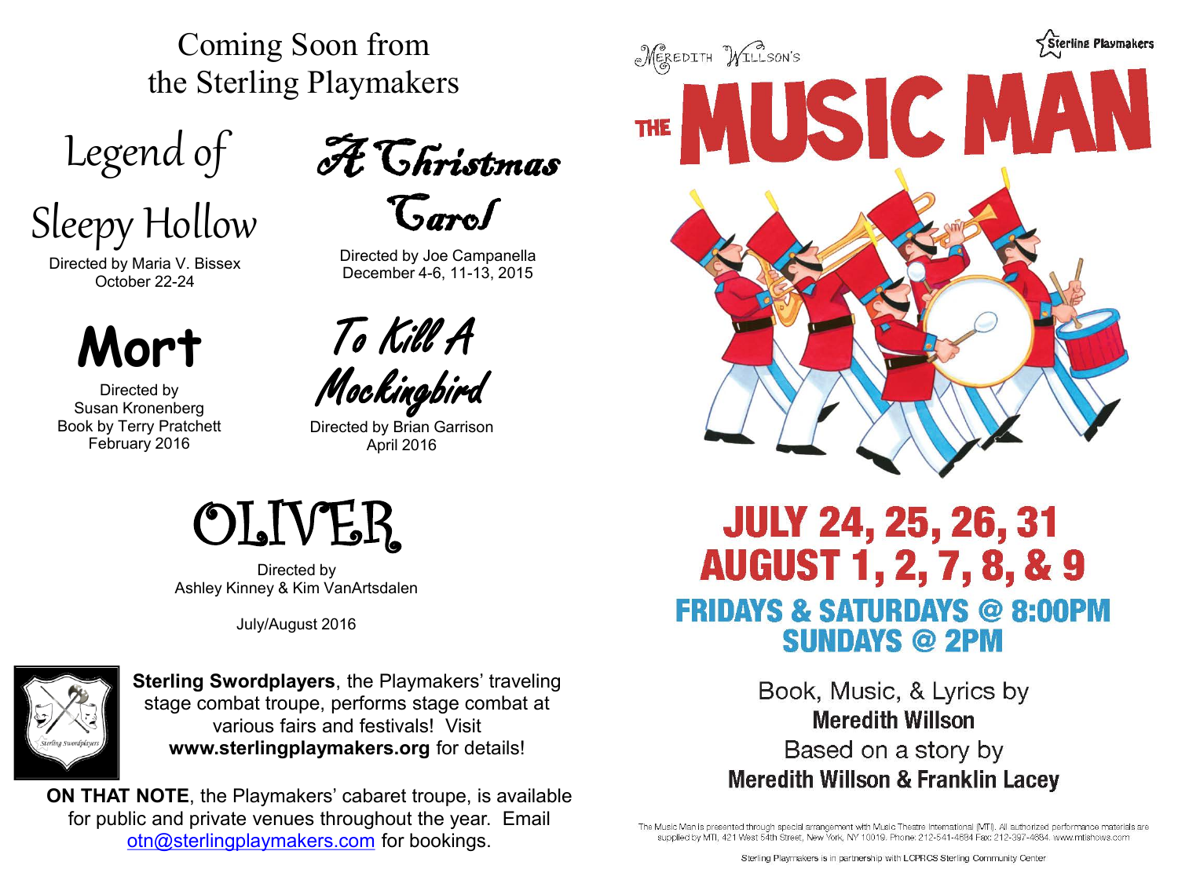# Coming Soon from the Sterling Playmakers

## Legend of Sleepy Hollow

Directed by Maria V. Bissex
October 22-24

## A Christmas Carol

Directed by Joe Campanella
December 4-6, 11-13, 2015

## Mort

Directed by
Susan Kronenberg
Book by Terry Pratchett
February 2016

## To Kill A Mockingbird

Directed by Brian Garrison
April 2016

## OLIVER

Directed by
Ashley Kinney & Kim VanArtsdalen

July/August 2016

**Sterling Swordplayers**, the Playmakers' traveling stage combat troupe, performs stage combat at various fairs and festivals! Visit **www.sterlingplaymakers.org** for details!

**ON THAT NOTE**, the Playmakers' cabaret troupe, is available for public and private venues throughout the year. Email otn@sterlingplaymakers.com for bookings.

Sterling Playmakers

Meredith Willson's

# THE MUSIC MAN

## JULY 24, 25, 26, 31
## AUGUST 1, 2, 7, 8, & 9

### FRIDAYS & SATURDAYS @ 8:00PM
### SUNDAYS @ 2PM

Book, Music, & Lyrics by
**Meredith Willson**
Based on a story by
**Meredith Willson & Franklin Lacey**

The Music Man is presented through special arrangement with Music Theatre International (MTI). All authorized performance materials are supplied by MTI, 421 West 54th Street, New York, NY 10019. Phone: 212-541-4684 Fax: 212-397-4684. www.mtishows.com

Sterling Playmakers is in partnership with LCPRCS Sterling Community Center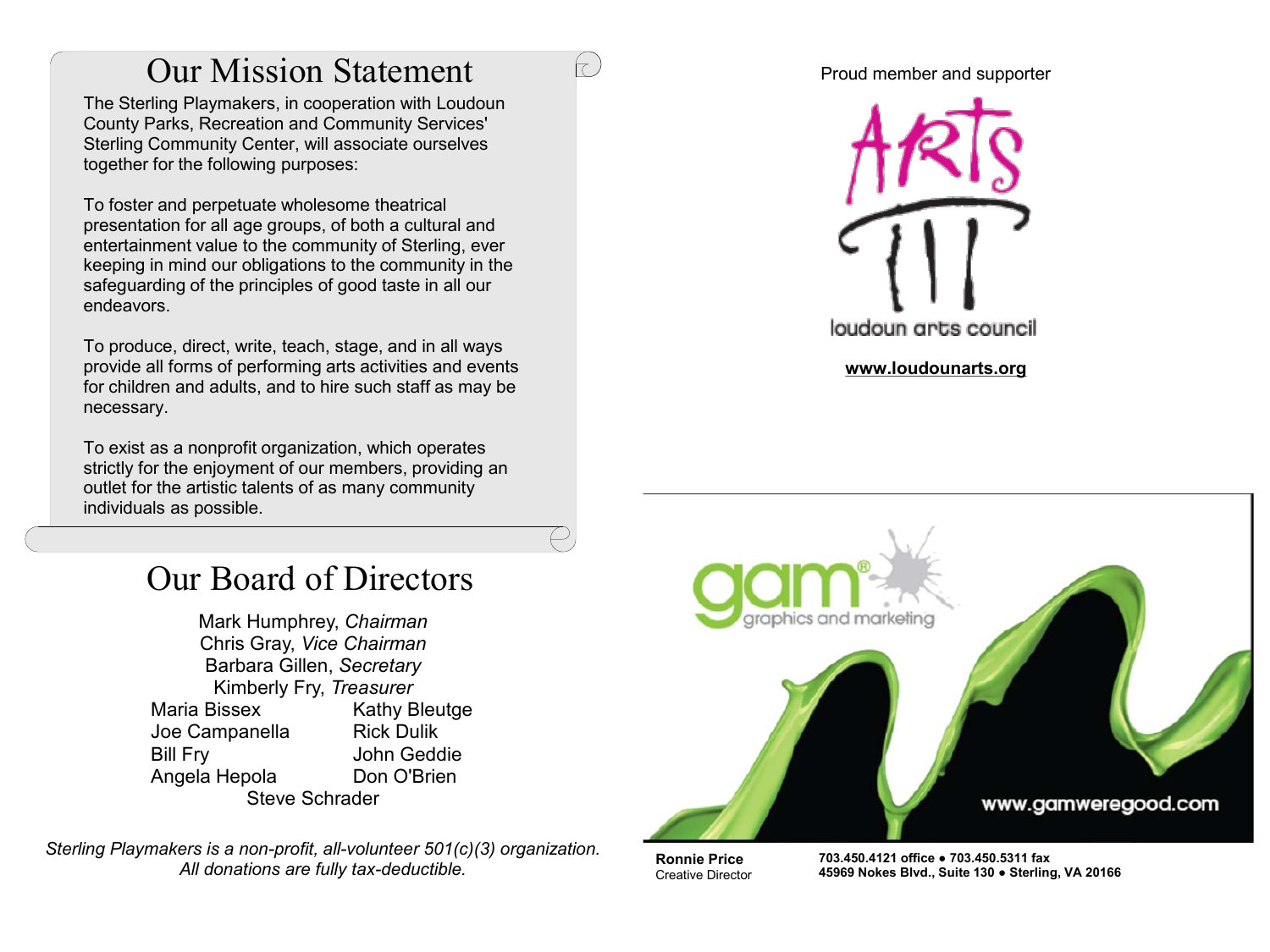# Our Mission Statement

The Sterling Playmakers, in cooperation with Loudoun County Parks, Recreation and Community Services' Sterling Community Center, will associate ourselves together for the following purposes:

To foster and perpetuate wholesome theatrical presentation for all age groups, of both a cultural and entertainment value to the community of Sterling, ever keeping in mind our obligations to the community in the safeguarding of the principles of good taste in all our endeavors.

To produce, direct, write, teach, stage, and in all ways provide all forms of performing arts activities and events for children and adults, and to hire such staff as may be necessary.

To exist as a nonprofit organization, which operates strictly for the enjoyment of our members, providing an outlet for the artistic talents of as many community individuals as possible.

# Our Board of Directors

Mark Humphrey, *Chairman*
Chris Gray, *Vice Chairman*
Barbara Gillen, *Secretary*
Kimberly Fry, *Treasurer*

Maria Bissex
Kathy Bleutge
Joe Campanella
Rick Dulik
Bill Fry
John Geddie
Angela Hepola
Don O'Brien
Steve Schrader

*Sterling Playmakers is a non-profit, all-volunteer 501(c)(3) organization. All donations are fully tax-deductible.*

Proud member and supporter

ARTS
loudoun arts council

**www.loudounarts.org**

gam® graphics and marketing

www.gamweregood.com

**Ronnie Price**
Creative Director

**703.450.4121 office ● 703.450.5311 fax**
**45969 Nokes Blvd., Suite 130 ● Sterling, VA 20166**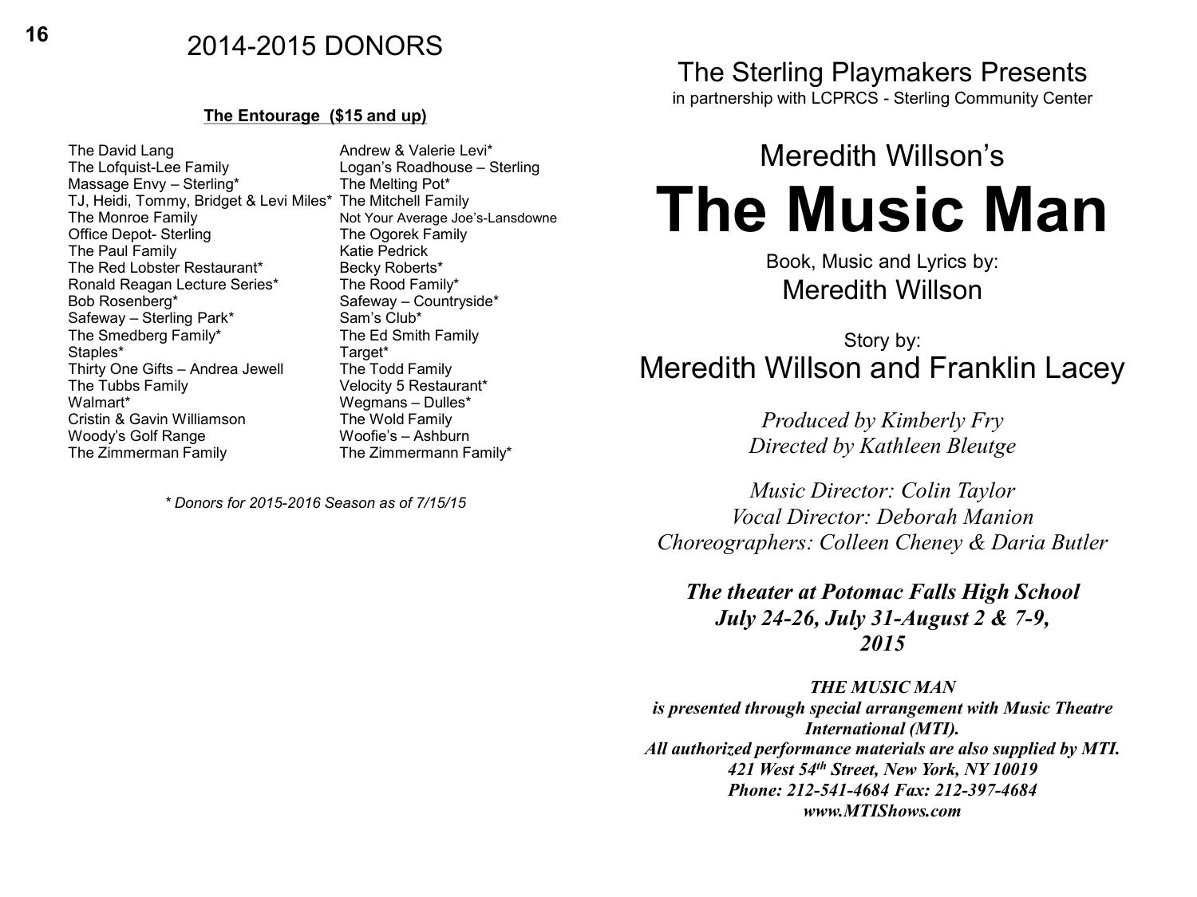# 2014-2015 DONORS

**The Entourage ($15 and up)**

The David Lang
The Lofquist-Lee Family
Massage Envy – Sterling*
TJ, Heidi, Tommy, Bridget & Levi Miles*
The Monroe Family
Office Depot- Sterling
The Paul Family
The Red Lobster Restaurant*
Ronald Reagan Lecture Series*
Bob Rosenberg*
Safeway – Sterling Park*
The Smedberg Family*
Staples*
Thirty One Gifts – Andrea Jewell
The Tubbs Family
Walmart*
Cristin & Gavin Williamson
Woody's Golf Range
The Zimmerman Family
Andrew & Valerie Levi*
Logan's Roadhouse – Sterling
The Melting Pot*
The Mitchell Family
Not Your Average Joe's-Lansdowne
The Ogorek Family
Katie Pedrick
Becky Roberts*
The Rood Family*
Safeway – Countryside*
Sam's Club*
The Ed Smith Family
Target*
The Todd Family
Velocity 5 Restaurant*
Wegmans – Dulles*
Woofie's – Ashburn
The Zimmermann Family*

*\* Donors for 2015-2016 Season as of 7/15/15*

## The Sterling Playmakers Presents

in partnership with LCPRCS - Sterling Community Center

## Meredith Willson's

# The Music Man

Book, Music and Lyrics by:
Meredith Willson

Story by:
Meredith Willson and Franklin Lacey

*Produced by Kimberly Fry*
*Directed by Kathleen Bleutge*

*Music Director: Colin Taylor*
*Vocal Director: Deborah Manion*
*Choreographers: Colleen Cheney & Daria Butler*

***The theater at Potomac Falls High School***
***July 24-26, July 31-August 2 & 7-9,***
***2015***

***THE MUSIC MAN***
***is presented through special arrangement with Music Theatre International (MTI).***
***All authorized performance materials are also supplied by MTI.***
***421 West 54th Street, New York, NY 10019***
***Phone: 212-541-4684 Fax: 212-397-4684***
***www.MTIShows.com***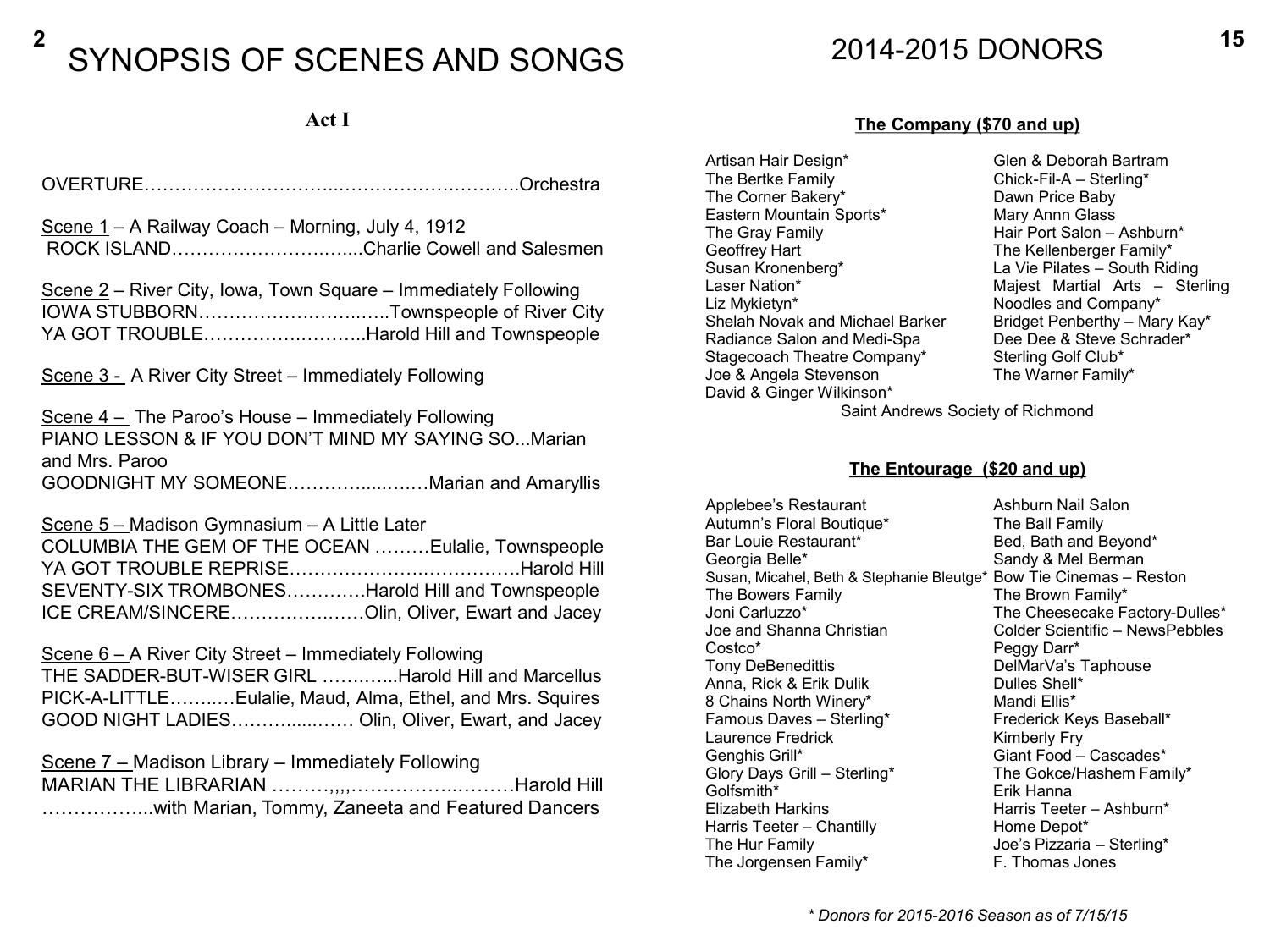# SYNOPSIS OF SCENES AND SONGS

### Act I

OVERTURE……………………………..……………….………..Orchestra

Scene 1 – A Railway Coach – Morning, July 4, 1912
ROCK ISLAND…………………….…......Charlie Cowell and Salesmen

Scene 2 – River City, Iowa, Town Square – Immediately Following
IOWA STUBBORN…………….……..…..Townspeople of River City
YA GOT TROUBLE…………….………..Harold Hill and Townspeople

Scene 3 - A River City Street – Immediately Following

Scene 4 – The Paroo's House – Immediately Following
PIANO LESSON & IF YOU DON'T MIND MY SAYING SO...Marian and Mrs. Paroo
GOODNIGHT MY SOMEONE…………....…….Marian and Amaryllis

Scene 5 – Madison Gymnasium – A Little Later
COLUMBIA THE GEM OF THE OCEAN ………Eulalie, Townspeople
YA GOT TROUBLE REPRISE…………………..……………Harold Hill
SEVENTY-SIX TROMBONES………….Harold Hill and Townspeople
ICE CREAM/SINCERE…………….……Olin, Oliver, Ewart and Jacey

Scene 6 – A River City Street – Immediately Following
THE SADDER-BUT-WISER GIRL ………....Harold Hill and Marcellus
PICK-A-LITTLE…….…Eulalie, Maud, Alma, Ethel, and Mrs. Squires
GOOD NIGHT LADIES…………....…… Olin, Oliver, Ewart, and Jacey

Scene 7 – Madison Library – Immediately Following
MARIAN THE LIBRARIAN ………,,,,………….………Harold Hill
……………...with Marian, Tommy, Zaneeta and Featured Dancers

# 2014-2015 DONORS

### The Company ($70 and up)

Artisan Hair Design*
The Bertke Family
The Corner Bakery*
Eastern Mountain Sports*
The Gray Family
Geoffrey Hart
Susan Kronenberg*
Laser Nation*
Liz Mykietyn*
Shelah Novak and Michael Barker
Radiance Salon and Medi-Spa
Stagecoach Theatre Company*
Joe & Angela Stevenson
David & Ginger Wilkinson*
Glen & Deborah Bartram
Chick-Fil-A – Sterling*
Dawn Price Baby
Mary Annn Glass
Hair Port Salon – Ashburn*
The Kellenberger Family*
La Vie Pilates – South Riding
Majest Martial Arts – Sterling
Noodles and Company*
Bridget Penberthy – Mary Kay*
Dee Dee & Steve Schrader*
Sterling Golf Club*
The Warner Family*
Saint Andrews Society of Richmond

### The Entourage ($20 and up)

Applebee's Restaurant
Autumn's Floral Boutique*
Bar Louie Restaurant*
Georgia Belle*
Susan, Micahel, Beth & Stephanie Bleutge*
The Bowers Family
Joni Carluzzo*
Joe and Shanna Christian
Costco*
Tony DeBenedittis
Anna, Rick & Erik Dulik
8 Chains North Winery*
Famous Daves – Sterling*
Laurence Fredrick
Genghis Grill*
Glory Days Grill – Sterling*
Golfsmith*
Elizabeth Harkins
Harris Teeter – Chantilly
The Hur Family
The Jorgensen Family*
Ashburn Nail Salon
The Ball Family
Bed, Bath and Beyond*
Sandy & Mel Berman
Bow Tie Cinemas – Reston
The Brown Family*
The Cheesecake Factory-Dulles*
Colder Scientific – NewsPebbles
Peggy Darr*
DelMarVa's Taphouse
Dulles Shell*
Mandi Ellis*
Frederick Keys Baseball*
Kimberly Fry
Giant Food – Cascades*
The Gokce/Hashem Family*
Erik Hanna
Harris Teeter – Ashburn*
Home Depot*
Joe's Pizzaria – Sterling*
F. Thomas Jones

*\* Donors for 2015-2016 Season as of 7/15/15*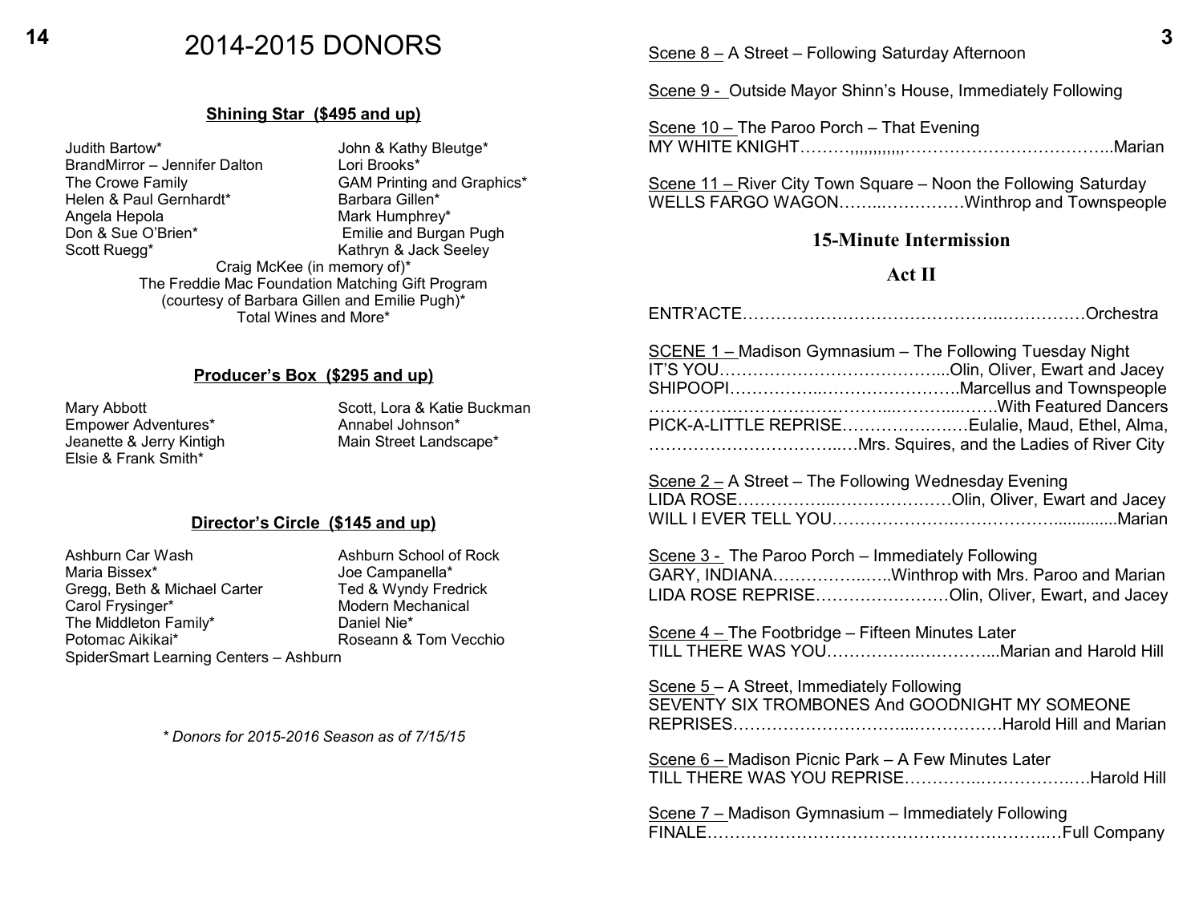# 2014-2015 DONORS

**Shining Star ($495 and up)**

Judith Bartow*
BrandMirror – Jennifer Dalton
The Crowe Family
Helen & Paul Gernhardt*
Angela Hepola
Don & Sue O'Brien*
Scott Ruegg*
John & Kathy Bleutge*
Lori Brooks*
GAM Printing and Graphics*
Barbara Gillen*
Mark Humphrey*
Emilie and Burgan Pugh
Kathryn & Jack Seeley
Craig McKee (in memory of)*
The Freddie Mac Foundation Matching Gift Program
(courtesy of Barbara Gillen and Emilie Pugh)*
Total Wines and More*

**Producer's Box ($295 and up)**

Mary Abbott
Empower Adventures*
Jeanette & Jerry Kintigh
Elsie & Frank Smith*
Scott, Lora & Katie Buckman
Annabel Johnson*
Main Street Landscape*

**Director's Circle ($145 and up)**

Ashburn Car Wash
Maria Bissex*
Gregg, Beth & Michael Carter
Carol Frysinger*
The Middleton Family*
Potomac Aikikai*
SpiderSmart Learning Centers – Ashburn
Ashburn School of Rock
Joe Campanella*
Ted & Wyndy Fredrick
Modern Mechanical
Daniel Nie*
Roseann & Tom Vecchio

*\* Donors for 2015-2016 Season as of 7/15/15*

Scene 8 – A Street – Following Saturday Afternoon

Scene 9 - Outside Mayor Shinn's House, Immediately Following

Scene 10 – The Paroo Porch – That Evening
MY WHITE KNIGHT………,,,,,,,,,,,,………………………………..Marian

Scene 11 – River City Town Square – Noon the Following Saturday
WELLS FARGO WAGON……..……………Winthrop and Townspeople

**15-Minute Intermission**

**Act II**

ENTR'ACTE………………………………………..……………Orchestra

SCENE 1 – Madison Gymnasium – The Following Tuesday Night
IT'S YOU…………………………………….Olin, Oliver, Ewart and Jacey
SHIPOOPI……………..……………………Marcellus and Townspeople
……………………………………..……….…….With Featured Dancers
PICK-A-LITTLE REPRISE………………..…Eulalie, Maud, Ethel, Alma,
……………………………..…Mrs. Squires, and the Ladies of River City

Scene 2 – A Street – The Following Wednesday Evening
LIDA ROSE……………..…………………Olin, Oliver, Ewart and Jacey
WILL I EVER TELL YOU……………………………………..............Marian

Scene 3 - The Paroo Porch – Immediately Following
GARY, INDIANA………………..….Winthrop with Mrs. Paroo and Marian
LIDA ROSE REPRISE……………………Olin, Oliver, Ewart, and Jacey

Scene 4 – The Footbridge – Fifteen Minutes Later
TILL THERE WAS YOU……………..…………...Marian and Harold Hill

Scene 5 – A Street, Immediately Following
SEVENTY SIX TROMBONES And GOODNIGHT MY SOMEONE
REPRISES…………………………...……………Harold Hill and Marian

Scene 6 – Madison Picnic Park – A Few Minutes Later
TILL THERE WAS YOU REPRISE…………..……………..…Harold Hill

Scene 7 – Madison Gymnasium – Immediately Following
FINALE…………………………………………………….…Full Company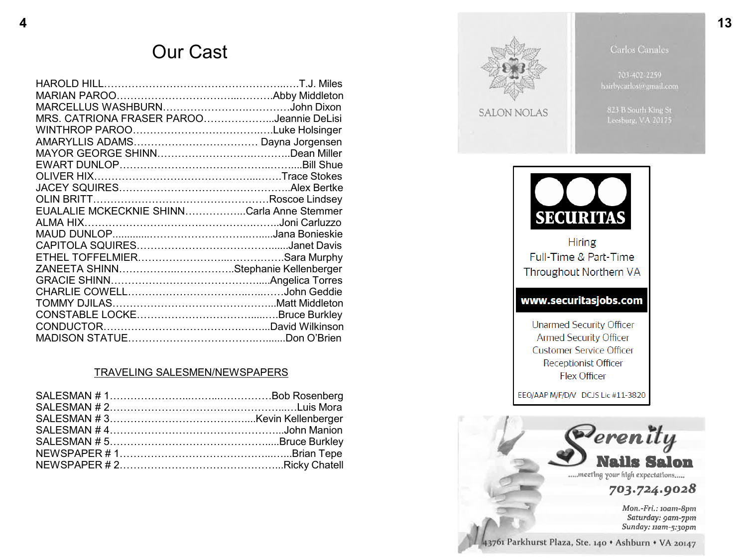# Our Cast

HAROLD HILL……………………………………………….……T.J. Miles
MARIAN PAROO……………………………..……….Abby Middleton
MARCELLUS WASHBURN……………………….………John Dixon
MRS. CATRIONA FRASER PAROO………………...Jeannie DeLisi
WINTHROP PAROO…………………………………..…Luke Holsinger
AMARYLLIS ADAMS……………………………… Dayna Jorgensen
MAYOR GEORGE SHINN………………………………..Dean Miller
EWART DUNLOP……………………………………..…......Bill Shue
OLIVER HIX……………………………………...…….Trace Stokes
JACEY SQUIRES…………………………………………..Alex Bertke
OLIN BRITT…………………………………………….Roscoe Lindsey
EUALALIE MCKECKNIE SHINN……………...Carla Anne Stemmer
ALMA HIX………………………………………….…..Joni Carluzzo
MAUD DUNLOP............…………………………..….....Jana Bonieskie
CAPITOLA SQUIRES……………………………….......Janet Davis
ETHEL TOFFELMIER…………………...……………Sara Murphy
ZANEETA SHINN……………..……………..Stephanie Kellenberger
GRACIE SHINN……………………………………....Angelica Torres
CHARLIE COWELL…………………………..…..……John Geddie
TOMMY DJILAS……………………………………...Matt Middleton
CONSTABLE LOCKE……………………………....…Bruce Burkley
CONDUCTOR…………………………………….……..David Wilkinson
MADISON STATUE…………………………….…......Don O'Brien

TRAVELING SALESMEN/NEWSPAPERS

SALESMAN # 1…………………...……...……………Bob Rosenberg
SALESMAN # 2…………………………….…….……...…Luis Mora
SALESMAN # 3…………………………………....Kevin Kellenberger
SALESMAN # 4…………………………………………..John Manion
SALESMAN # 5………………………………………......Bruce Burkley
NEWSPAPER # 1………………………………...…..Brian Tepe
NEWSPAPER # 2……………………………………..Ricky Chatell

SALON NOLAS

Carlos Canales
703-402-2259
hairbycarlos@gmail.com
823 B South King St
Leesburg, VA 20175

SECURITAS

Hiring
Full-Time & Part-Time
Throughout Northern VA

www.securitasjobs.com

Unarmed Security Officer
Armed Security Officer
Customer Service Officer
Receptionist Officer
Flex Officer

EEO/AAP M/F/D/V DCJS Lic #11-3820

Serenity
Nails Salon
.....meeting your high expectations.....
703.724.9028
Mon.-Fri.: 10am-8pm
Saturday: 9am-7pm
Sunday: 11am-5:30pm
43761 Parkhurst Plaza, Ste. 140 • Ashburn • VA 20147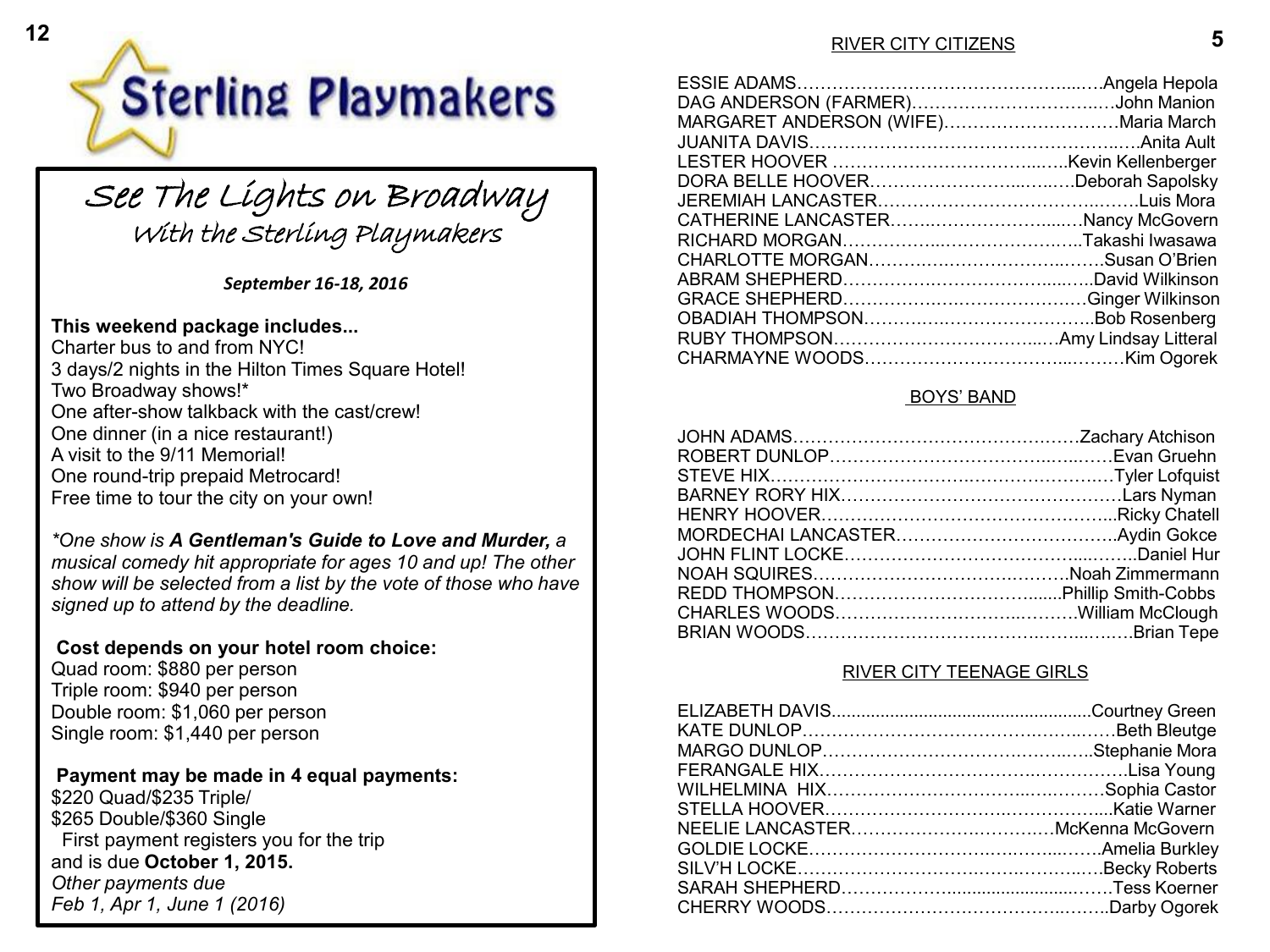# Sterling Playmakers

## See The Lights on Broadway
### With the Sterling Playmakers

***September 16-18, 2016***

**This weekend package includes...**
Charter bus to and from NYC!
3 days/2 nights in the Hilton Times Square Hotel!
Two Broadway shows!*
One after-show talkback with the cast/crew!
One dinner (in a nice restaurant!)
A visit to the 9/11 Memorial!
One round-trip prepaid Metrocard!
Free time to tour the city on your own!

*\*One show is **A Gentleman's Guide to Love and Murder,** a musical comedy hit appropriate for ages 10 and up! The other show will be selected from a list by the vote of those who have signed up to attend by the deadline.*

**Cost depends on your hotel room choice:**
Quad room: $880 per person
Triple room: $940 per person
Double room: $1,060 per person
Single room: $1,440 per person

**Payment may be made in 4 equal payments:**
$220 Quad/$235 Triple/
$265 Double/$360 Single
First payment registers you for the trip and is due **October 1, 2015.**
*Other payments due*
*Feb 1, Apr 1, June 1 (2016)*

## RIVER CITY CITIZENS

ESSIE ADAMS……………………………………………Angela Hepola
DAG ANDERSON (FARMER)……………………………John Manion
MARGARET ANDERSON (WIFE)…………………………Maria March
JUANITA DAVIS……………………………………………Anita Ault
LESTER HOOVER ……………………………………Kevin Kellenberger
DORA BELLE HOOVER…………………………………Deborah Sapolsky
JEREMIAH LANCASTER……………………………………Luis Mora
CATHERINE LANCASTER………………………………Nancy McGovern
RICHARD MORGAN…………………………………Takashi Iwasawa
CHARLOTTE MORGAN……………………………………Susan O'Brien
ABRAM SHEPHERD……………………………………David Wilkinson
GRACE SHEPHERD……………………………………Ginger Wilkinson
OBADIAH THOMPSON……………………………………Bob Rosenberg
RUBY THOMPSON………………………………Amy Lindsay Litteral
CHARMAYNE WOODS……………………………………Kim Ogorek

## BOYS' BAND

JOHN ADAMS……………………………………………Zachary Atchison
ROBERT DUNLOP………………………………………Evan Gruehn
STEVE HIX………………………………………………Tyler Lofquist
BARNEY RORY HIX………………………………………Lars Nyman
HENRY HOOVER……………………………………………Ricky Chatell
MORDECHAI LANCASTER……………………………………Aydin Gokce
JOHN FLINT LOCKE…………………………………………Daniel Hur
NOAH SQUIRES……………………………………Noah Zimmermann
REDD THOMPSON……………………………………Phillip Smith-Cobbs
CHARLES WOODS……………………………………William McClough
BRIAN WOODS………………………………………………Brian Tepe

## RIVER CITY TEENAGE GIRLS

ELIZABETH DAVIS……………………………………………Courtney Green
KATE DUNLOP………………………………………………Beth Bleutge
MARGO DUNLOP…………………………………………Stephanie Mora
FERANGALE HIX………………………………………………Lisa Young
WILHELMINA HIX…………………………………………Sophia Castor
STELLA HOOVER……………………………………………Katie Warner
NEELIE LANCASTER……………………………………McKenna McGovern
GOLDIE LOCKE………………………………………………Amelia Burkley
SILV'H LOCKE………………………………………………Becky Roberts
SARAH SHEPHERD……………………………………………Tess Koerner
CHERRY WOODS……………………………………………Darby Ogorek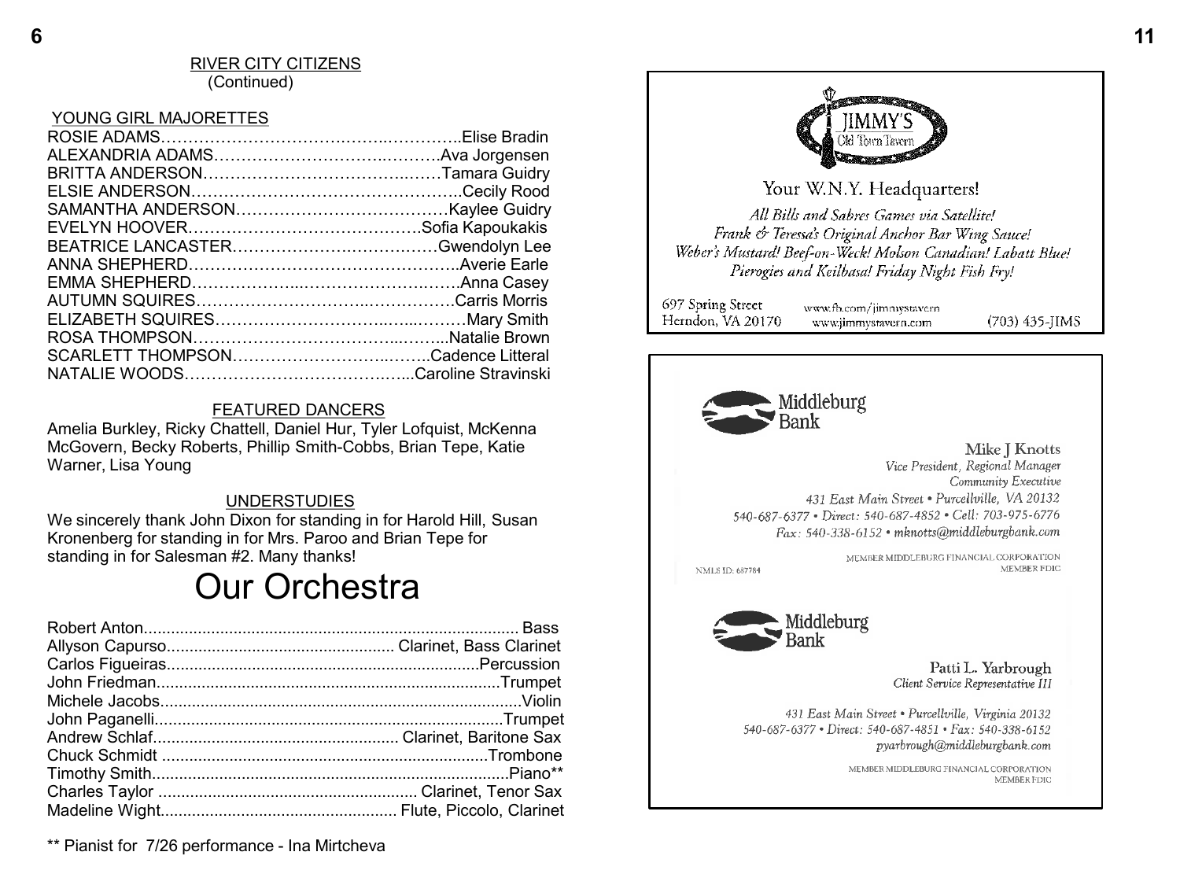## RIVER CITY CITIZENS
(Continued)

### YOUNG GIRL MAJORETTES

ROSIE ADAMS……………………………….…….…………..Elise Bradin
ALEXANDRIA ADAMS……………………………..……….Ava Jorgensen
BRITTA ANDERSON……………………………….……Tamara Guidry
ELSIE ANDERSON…………………………………………..Cecily Rood
SAMANTHA ANDERSON…………………………………Kaylee Guidry
EVELYN HOOVER…………………………………….Sofia Kapoukakis
BEATRICE LANCASTER………………….………….…Gwendolyn Lee
ANNA SHEPHERD…………………………………………..Averie Earle
EMMA SHEPHERD………………...……………….…….Anna Casey
AUTUMN SQUIRES…………………………..…………….Carris Morris
ELIZABETH SQUIRES…………………………..…...………Mary Smith
ROSA THOMPSON…………………………………...……..Natalie Brown
SCARLETT THOMPSON………………………..……..Cadence Litteral
NATALIE WOODS…………………………………...Caroline Stravinski

### FEATURED DANCERS

Amelia Burkley, Ricky Chattell, Daniel Hur, Tyler Lofquist, McKenna McGovern, Becky Roberts, Phillip Smith-Cobbs, Brian Tepe, Katie Warner, Lisa Young

### UNDERSTUDIES

We sincerely thank John Dixon for standing in for Harold Hill, Susan Kronenberg for standing in for Mrs. Paroo and Brian Tepe for standing in for Salesman #2. Many thanks!

# Our Orchestra

Robert Anton........................................ Bass
Allyson Capurso................................ Clarinet, Bass Clarinet
Carlos Figueiras..................................Percussion
John Friedman....................................Trumpet
Michele Jacobs.....................................Violin
John Paganelli......................................Trumpet
Andrew Schlaf.................................. Clarinet, Baritone Sax
Chuck Schmidt ....................................Trombone
Timothy Smith.......................................Piano**
Charles Taylor .................................. Clarinet, Tenor Sax
Madeline Wight.............................. Flute, Piccolo, Clarinet

** Pianist for 7/26 performance - Ina Mirtcheva

---

JIMMY'S
Old Town Tavern

Your W.N.Y. Headquarters!

*All Bills and Sabres Games via Satellite!*
*Frank & Teresa's Original Anchor Bar Wing Sauce!*
*Weber's Mustard! Beef-on-Weck! Molson Canadian! Labatt Blue!*
*Pierogies and Keilbasa! Friday Night Fish Fry!*

697 Spring Street
Herndon, VA 20170
www.fb.com/jimmystavern
www.jimmystavern.com
(703) 435-JIMS

---

Middleburg Bank

Mike J Knotts
*Vice President, Regional Manager*
*Community Executive*
*431 East Main Street • Purcellville, VA 20132*
*540-687-6377 • Direct: 540-687-4852 • Cell: 703-975-6776*
*Fax: 540-338-6152 • mknotts@middleburgbank.com*

NMLS ID: 687784
MEMBER MIDDLEBURG FINANCIAL CORPORATION
MEMBER FDIC

Middleburg Bank

Patti L. Yarbrough
*Client Service Representative III*

*431 East Main Street • Purcellville, Virginia 20132*
*540-687-6377 • Direct: 540-687-4851 • Fax: 540-338-6152*
*pyarbrough@middleburgbank.com*

MEMBER MIDDLEBURG FINANCIAL CORPORATION
MEMBER FDIC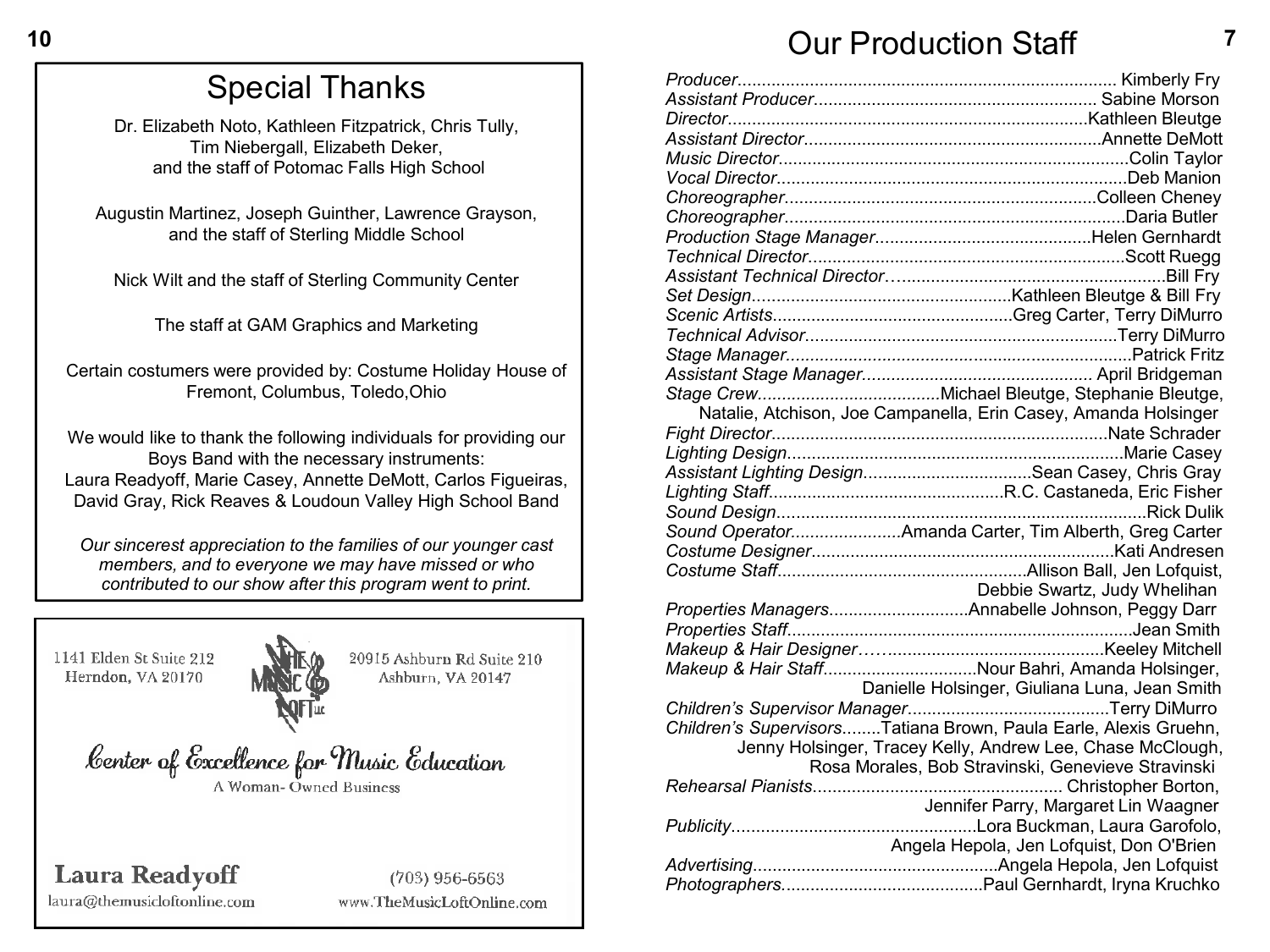## Special Thanks

Dr. Elizabeth Noto, Kathleen Fitzpatrick, Chris Tully, Tim Niebergall, Elizabeth Deker, and the staff of Potomac Falls High School

Augustin Martinez, Joseph Guinther, Lawrence Grayson, and the staff of Sterling Middle School

Nick Wilt and the staff of Sterling Community Center

The staff at GAM Graphics and Marketing

Certain costumers were provided by: Costume Holiday House of Fremont, Columbus, Toledo,Ohio

We would like to thank the following individuals for providing our Boys Band with the necessary instruments: Laura Readyoff, Marie Casey, Annette DeMott, Carlos Figueiras, David Gray, Rick Reaves & Loudoun Valley High School Band

*Our sincerest appreciation to the families of our younger cast members, and to everyone we may have missed or who contributed to our show after this program went to print.*

---

1141 Elden St Suite 212
Herndon, VA 20170

20915 Ashburn Rd Suite 210
Ashburn, VA 20147

The Music Loft LLC

Center of Excellence for Music Education

A Woman- Owned Business

**Laura Readyoff**
laura@themusicloftonline.com

(703) 956-6563
www.TheMusicLoftOnline.com

---

# Our Production Staff

*Producer*............ Kimberly Fry
*Assistant Producer*............ Sabine Morson
*Director*............ Kathleen Bleutge
*Assistant Director*............ Annette DeMott
*Music Director*............ Colin Taylor
*Vocal Director*............ Deb Manion
*Choreographer*............ Colleen Cheney
*Choreographer*............ Daria Butler
*Production Stage Manager*............ Helen Gernhardt
*Technical Director*............ Scott Ruegg
*Assistant Technical Director*............ Bill Fry
*Set Design*............ Kathleen Bleutge & Bill Fry
*Scenic Artists*............ Greg Carter, Terry DiMurro
*Technical Advisor*............ Terry DiMurro
*Stage Manager*............ Patrick Fritz
*Assistant Stage Manager*............ April Bridgeman
*Stage Crew*............ Michael Bleutge, Stephanie Bleutge, Natalie, Atchison, Joe Campanella, Erin Casey, Amanda Holsinger
*Fight Director*............ Nate Schrader
*Lighting Design*............ Marie Casey
*Assistant Lighting Design*............ Sean Casey, Chris Gray
*Lighting Staff*............ R.C. Castaneda, Eric Fisher
*Sound Design*............ Rick Dulik
*Sound Operator*............ Amanda Carter, Tim Alberth, Greg Carter
*Costume Designer*............ Kati Andresen
*Costume Staff*............ Allison Ball, Jen Lofquist, Debbie Swartz, Judy Whelihan
*Properties Managers*............ Annabelle Johnson, Peggy Darr
*Properties Staff*............ Jean Smith
*Makeup & Hair Designer*............ Keeley Mitchell
*Makeup & Hair Staff*............ Nour Bahri, Amanda Holsinger, Danielle Holsinger, Giuliana Luna, Jean Smith
*Children's Supervisor Manager*............ Terry DiMurro
*Children's Supervisors*............ Tatiana Brown, Paula Earle, Alexis Gruehn, Jenny Holsinger, Tracey Kelly, Andrew Lee, Chase McClough, Rosa Morales, Bob Stravinski, Genevieve Stravinski
*Rehearsal Pianists*............ Christopher Borton, Jennifer Parry, Margaret Lin Waagner
*Publicity*............ Lora Buckman, Laura Garofolo, Angela Hepola, Jen Lofquist, Don O'Brien
*Advertising*............ Angela Hepola, Jen Lofquist
*Photographers*............ Paul Gernhardt, Iryna Kruchko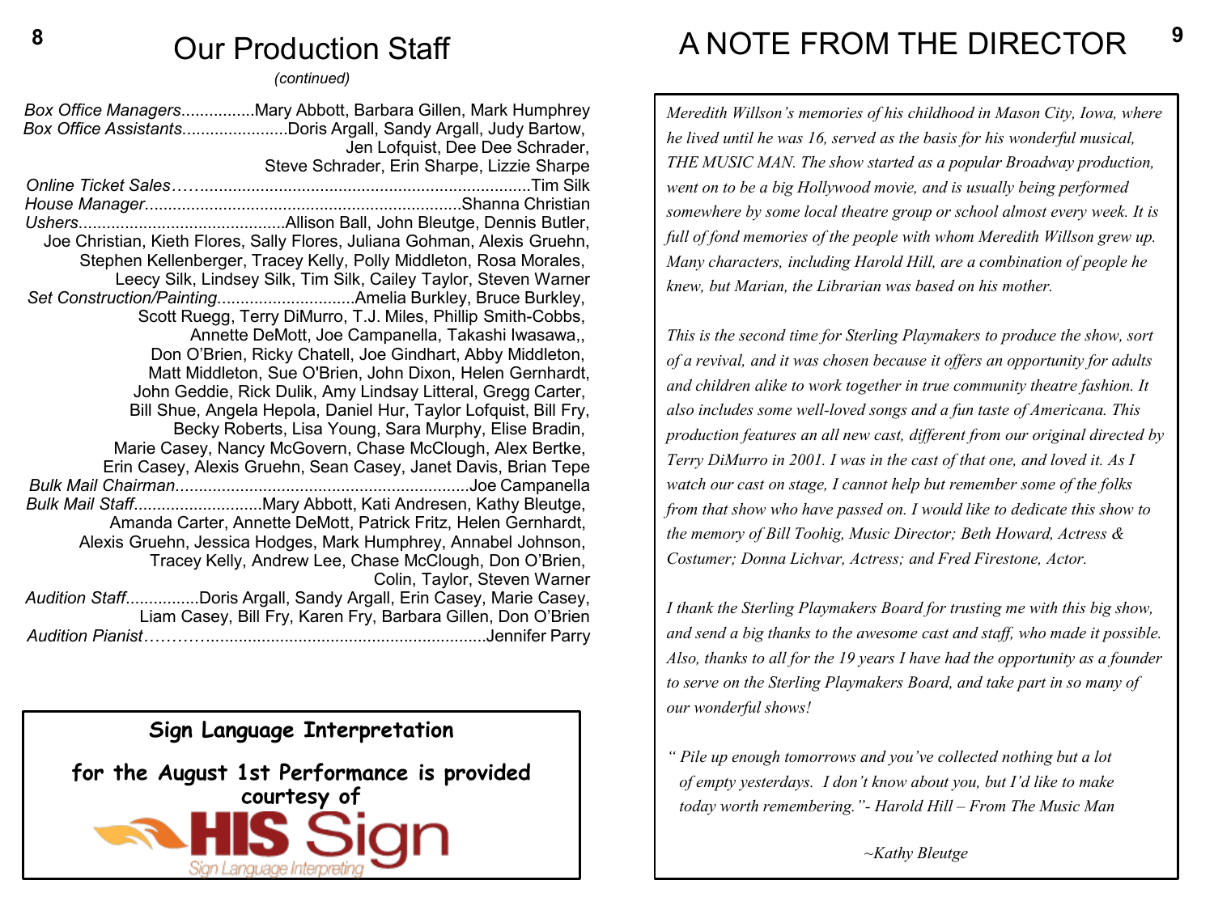# Our Production Staff

*(continued)*

*Box Office Managers*................Mary Abbott, Barbara Gillen, Mark Humphrey
*Box Office Assistants*.......................Doris Argall, Sandy Argall, Judy Bartow, Jen Lofquist, Dee Dee Schrader, Steve Schrader, Erin Sharpe, Lizzie Sharpe
*Online Ticket Sales*…….........................................................................Tim Silk
*House Manager*....................................................................Shanna Christian
*Ushers*.............................................Allison Ball, John Bleutge, Dennis Butler, Joe Christian, Kieth Flores, Sally Flores, Juliana Gohman, Alexis Gruehn, Stephen Kellenberger, Tracey Kelly, Polly Middleton, Rosa Morales, Leecy Silk, Lindsey Silk, Tim Silk, Cailey Taylor, Steven Warner
*Set Construction/Painting*.............................Amelia Burkley, Bruce Burkley, Scott Ruegg, Terry DiMurro, T.J. Miles, Phillip Smith-Cobbs, Annette DeMott, Joe Campanella, Takashi Iwasawa,, Don O'Brien, Ricky Chatell, Joe Gindhart, Abby Middleton, Matt Middleton, Sue O'Brien, John Dixon, Helen Gernhardt, John Geddie, Rick Dulik, Amy Lindsay Litteral, Gregg Carter, Bill Shue, Angela Hepola, Daniel Hur, Taylor Lofquist, Bill Fry, Becky Roberts, Lisa Young, Sara Murphy, Elise Bradin, Marie Casey, Nancy McGovern, Chase McClough, Alex Bertke, Erin Casey, Alexis Gruehn, Sean Casey, Janet Davis, Brian Tepe
*Bulk Mail Chairman*................................................................Joe Campanella
*Bulk Mail Staff*............................Mary Abbott, Kati Andresen, Kathy Bleutge, Amanda Carter, Annette DeMott, Patrick Fritz, Helen Gernhardt, Alexis Gruehn, Jessica Hodges, Mark Humphrey, Annabel Johnson, Tracey Kelly, Andrew Lee, Chase McClough, Don O'Brien, Colin, Taylor, Steven Warner
*Audition Staff*................Doris Argall, Sandy Argall, Erin Casey, Marie Casey, Liam Casey, Bill Fry, Karen Fry, Barbara Gillen, Don O'Brien
*Audition Pianist*………..............................................................Jennifer Parry

**Sign Language Interpretation**

**for the August 1st Performance is provided courtesy of**

HIS Sign
Sign Language Interpreting

# A NOTE FROM THE DIRECTOR

*Meredith Willson's memories of his childhood in Mason City, Iowa, where he lived until he was 16, served as the basis for his wonderful musical, THE MUSIC MAN. The show started as a popular Broadway production, went on to be a big Hollywood movie, and is usually being performed somewhere by some local theatre group or school almost every week. It is full of fond memories of the people with whom Meredith Willson grew up. Many characters, including Harold Hill, are a combination of people he knew, but Marian, the Librarian was based on his mother.*

*This is the second time for Sterling Playmakers to produce the show, sort of a revival, and it was chosen because it offers an opportunity for adults and children alike to work together in true community theatre fashion. It also includes some well-loved songs and a fun taste of Americana. This production features an all new cast, different from our original directed by Terry DiMurro in 2001. I was in the cast of that one, and loved it. As I watch our cast on stage, I cannot help but remember some of the folks from that show who have passed on. I would like to dedicate this show to the memory of Bill Toohig, Music Director; Beth Howard, Actress & Costumer; Donna Lichvar, Actress; and Fred Firestone, Actor.*

*I thank the Sterling Playmakers Board for trusting me with this big show, and send a big thanks to the awesome cast and staff, who made it possible. Also, thanks to all for the 19 years I have had the opportunity as a founder to serve on the Sterling Playmakers Board, and take part in so many of our wonderful shows!*

*" Pile up enough tomorrows and you've collected nothing but a lot of empty yesterdays. I don't know about you, but I'd like to make today worth remembering."- Harold Hill – From The Music Man*

*~Kathy Bleutge*